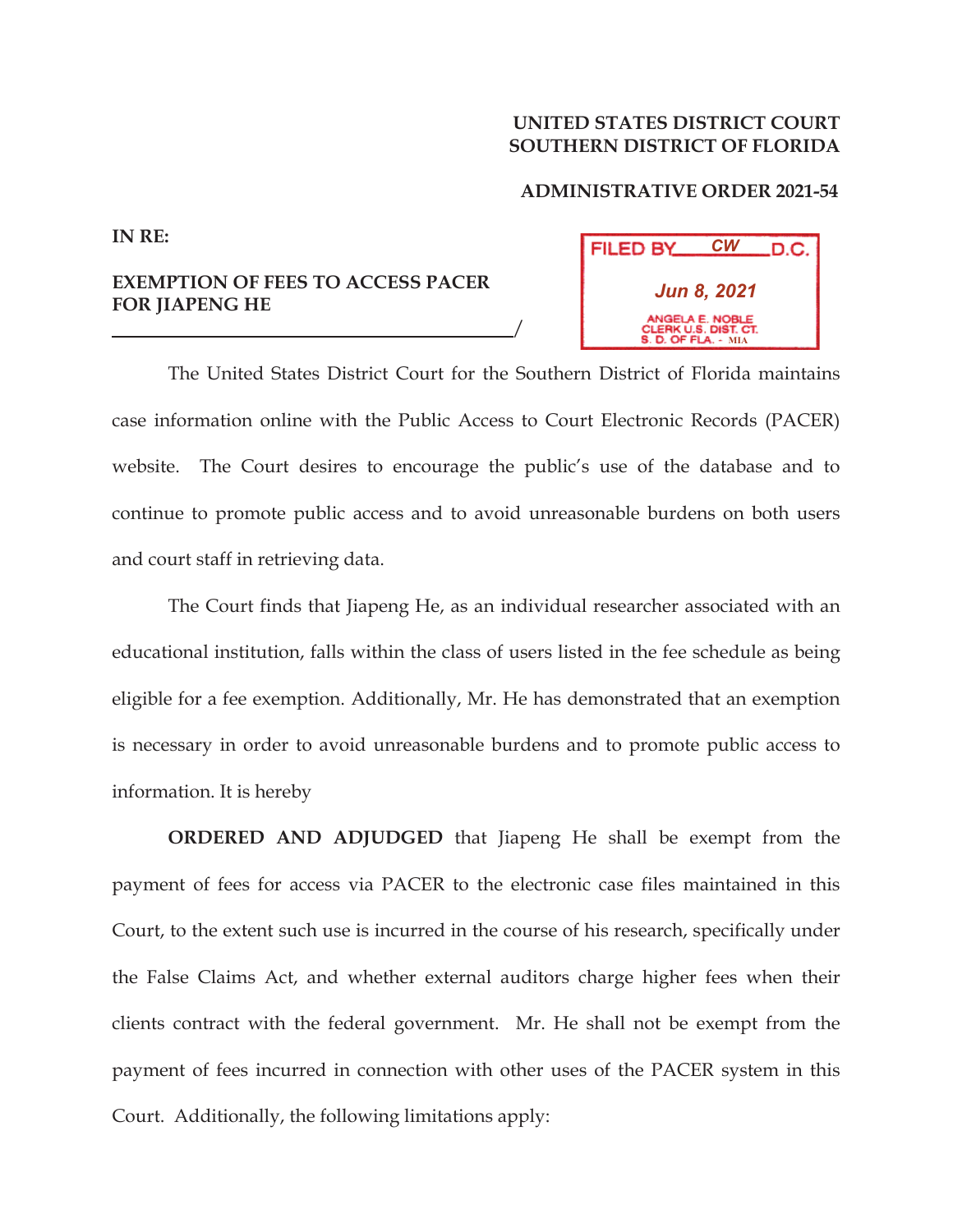**UNITED STATES DISTRICT COURT**
**SOUTHERN DISTRICT OF FLORIDA**

**ADMINISTRATIVE ORDER 2021-54**

**IN RE:**

**EXEMPTION OF FEES TO ACCESS PACER FOR JIAPENG HE**
_______________________________________/

FILED BY CW D.C.
Jun 8, 2021
ANGELA E. NOBLE
CLERK U.S. DIST. CT.
S. D. OF FLA. - MIA

The United States District Court for the Southern District of Florida maintains case information online with the Public Access to Court Electronic Records (PACER) website. The Court desires to encourage the public's use of the database and to continue to promote public access and to avoid unreasonable burdens on both users and court staff in retrieving data.

The Court finds that Jiapeng He, as an individual researcher associated with an educational institution, falls within the class of users listed in the fee schedule as being eligible for a fee exemption. Additionally, Mr. He has demonstrated that an exemption is necessary in order to avoid unreasonable burdens and to promote public access to information. It is hereby

**ORDERED AND ADJUDGED** that Jiapeng He shall be exempt from the payment of fees for access via PACER to the electronic case files maintained in this Court, to the extent such use is incurred in the course of his research, specifically under the False Claims Act, and whether external auditors charge higher fees when their clients contract with the federal government. Mr. He shall not be exempt from the payment of fees incurred in connection with other uses of the PACER system in this Court. Additionally, the following limitations apply: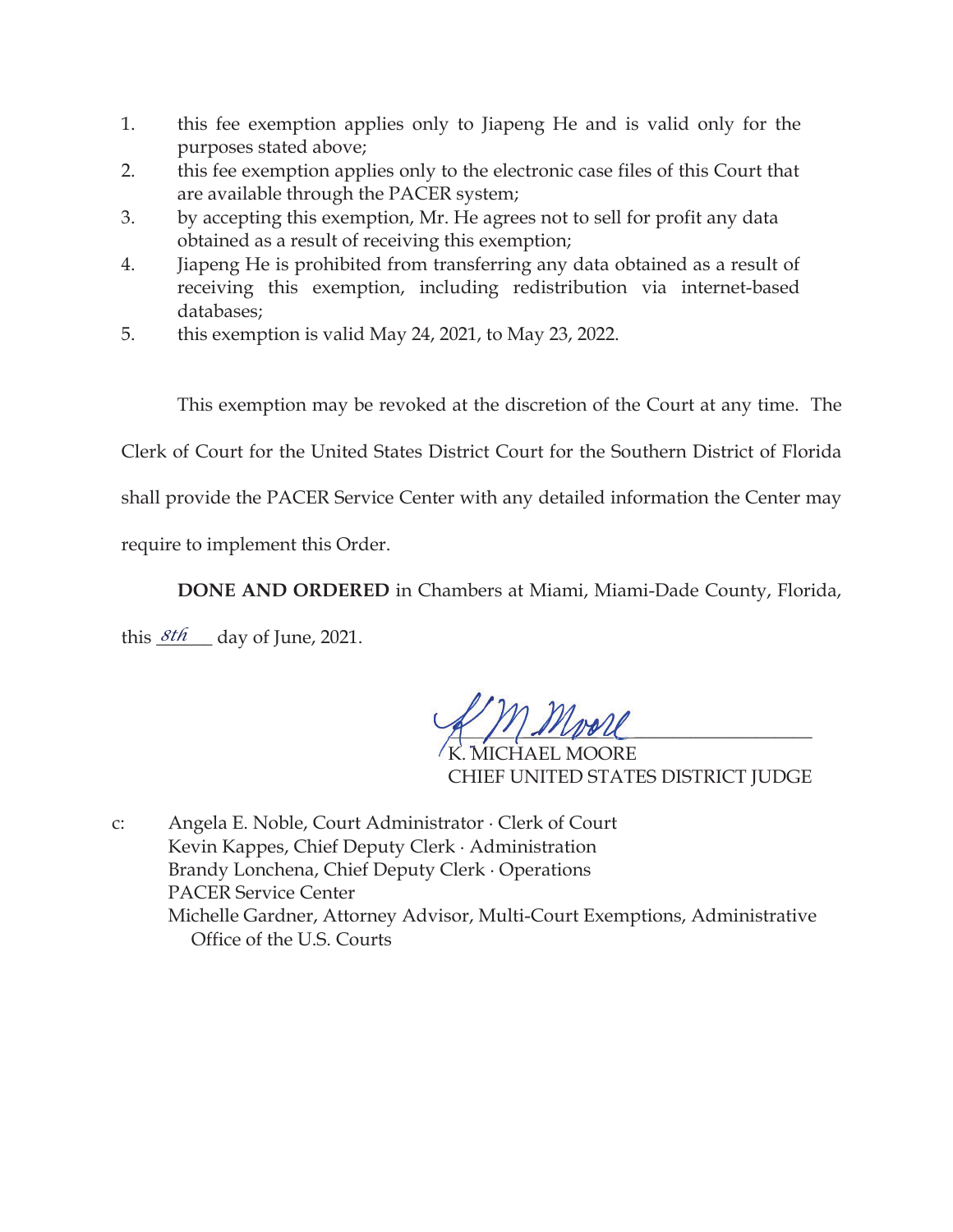1. this fee exemption applies only to Jiapeng He and is valid only for the purposes stated above;
2. this fee exemption applies only to the electronic case files of this Court that are available through the PACER system;
3. by accepting this exemption, Mr. He agrees not to sell for profit any data obtained as a result of receiving this exemption;
4. Jiapeng He is prohibited from transferring any data obtained as a result of receiving this exemption, including redistribution via internet-based databases;
5. this exemption is valid May 24, 2021, to May 23, 2022.

This exemption may be revoked at the discretion of the Court at any time. The Clerk of Court for the United States District Court for the Southern District of Florida shall provide the PACER Service Center with any detailed information the Center may require to implement this Order.

**DONE AND ORDERED** in Chambers at Miami, Miami-Dade County, Florida, this *8th* day of June, 2021.

K. MICHAEL MOORE
CHIEF UNITED STATES DISTRICT JUDGE

c: Angela E. Noble, Court Administrator · Clerk of Court
Kevin Kappes, Chief Deputy Clerk · Administration
Brandy Lonchena, Chief Deputy Clerk · Operations
PACER Service Center
Michelle Gardner, Attorney Advisor, Multi-Court Exemptions, Administrative Office of the U.S. Courts